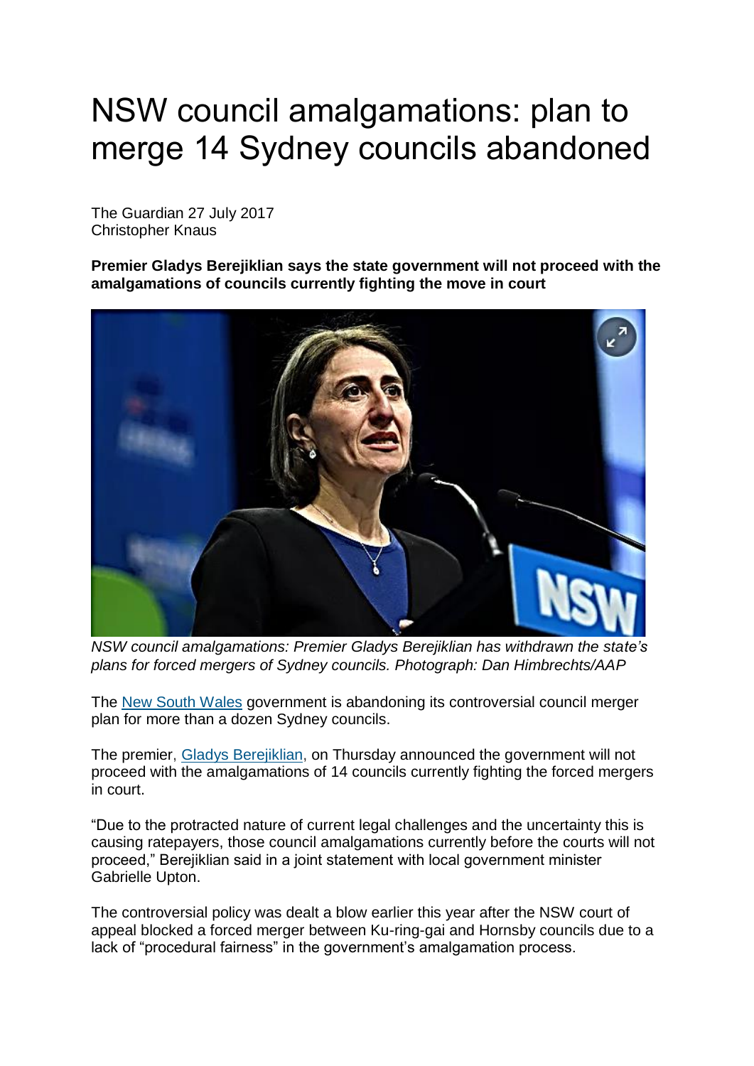# NSW council amalgamations: plan to merge 14 Sydney councils abandoned

The Guardian 27 July 2017
Christopher Knaus

**Premier Gladys Berejiklian says the state government will not proceed with the amalgamations of councils currently fighting the move in court**

*NSW council amalgamations: Premier Gladys Berejiklian has withdrawn the state's plans for forced mergers of Sydney councils. Photograph: Dan Himbrechts/AAP*

The New South Wales government is abandoning its controversial council merger plan for more than a dozen Sydney councils.

The premier, Gladys Berejiklian, on Thursday announced the government will not proceed with the amalgamations of 14 councils currently fighting the forced mergers in court.

"Due to the protracted nature of current legal challenges and the uncertainty this is causing ratepayers, those council amalgamations currently before the courts will not proceed," Berejiklian said in a joint statement with local government minister Gabrielle Upton.

The controversial policy was dealt a blow earlier this year after the NSW court of appeal blocked a forced merger between Ku-ring-gai and Hornsby councils due to a lack of "procedural fairness" in the government's amalgamation process.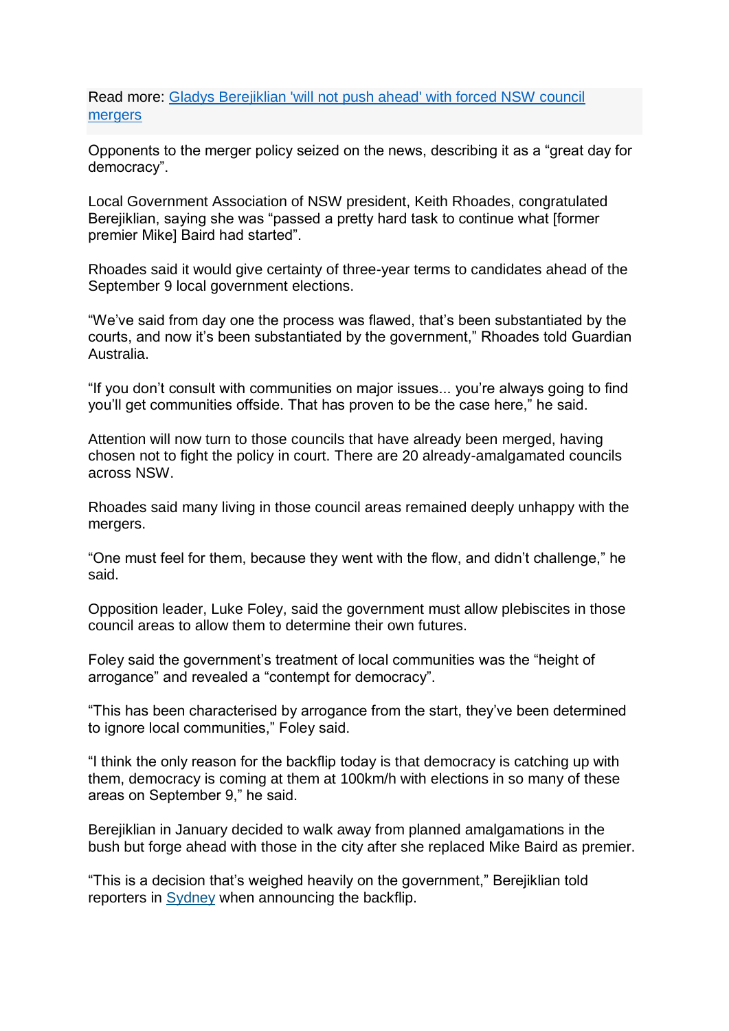Read more: [Gladys Berejiklian 'will not push ahead' with forced NSW council mergers]

Opponents to the merger policy seized on the news, describing it as a "great day for democracy".

Local Government Association of NSW president, Keith Rhoades, congratulated Berejiklian, saying she was "passed a pretty hard task to continue what [former premier Mike] Baird had started".

Rhoades said it would give certainty of three-year terms to candidates ahead of the September 9 local government elections.

"We've said from day one the process was flawed, that's been substantiated by the courts, and now it's been substantiated by the government," Rhoades told Guardian Australia.

"If you don't consult with communities on major issues... you're always going to find you'll get communities offside. That has proven to be the case here," he said.

Attention will now turn to those councils that have already been merged, having chosen not to fight the policy in court. There are 20 already-amalgamated councils across NSW.

Rhoades said many living in those council areas remained deeply unhappy with the mergers.

"One must feel for them, because they went with the flow, and didn't challenge," he said.

Opposition leader, Luke Foley, said the government must allow plebiscites in those council areas to allow them to determine their own futures.

Foley said the government's treatment of local communities was the "height of arrogance" and revealed a "contempt for democracy".

"This has been characterised by arrogance from the start, they've been determined to ignore local communities," Foley said.

"I think the only reason for the backflip today is that democracy is catching up with them, democracy is coming at them at 100km/h with elections in so many of these areas on September 9," he said.

Berejiklian in January decided to walk away from planned amalgamations in the bush but forge ahead with those in the city after she replaced Mike Baird as premier.

"This is a decision that's weighed heavily on the government," Berejiklian told reporters in Sydney when announcing the backflip.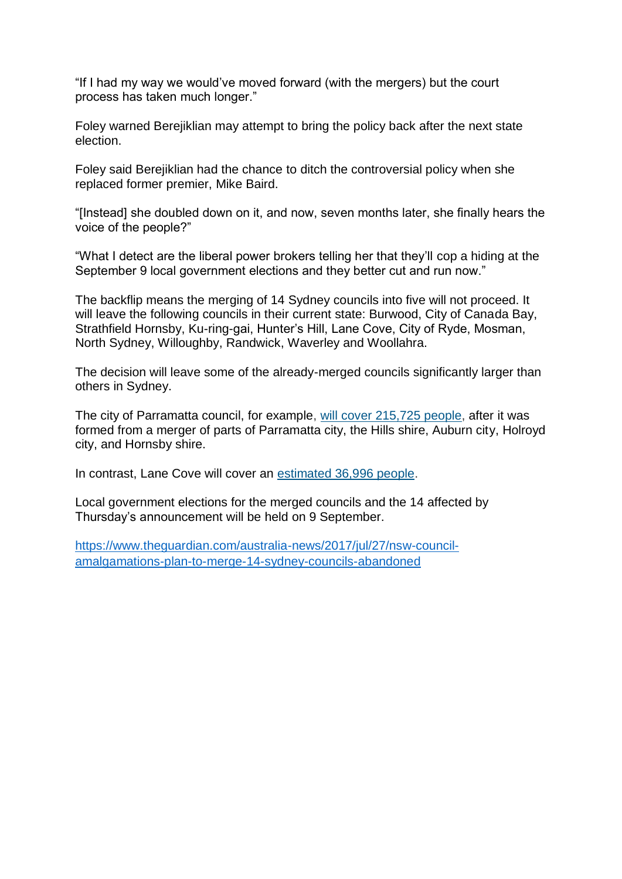“If I had my way we would’ve moved forward (with the mergers) but the court process has taken much longer.”

Foley warned Berejiklian may attempt to bring the policy back after the next state election.

Foley said Berejiklian had the chance to ditch the controversial policy when she replaced former premier, Mike Baird.

“[Instead] she doubled down on it, and now, seven months later, she finally hears the voice of the people?”

“What I detect are the liberal power brokers telling her that they’ll cop a hiding at the September 9 local government elections and they better cut and run now.”

The backflip means the merging of 14 Sydney councils into five will not proceed. It will leave the following councils in their current state: Burwood, City of Canada Bay, Strathfield Hornsby, Ku-ring-gai, Hunter’s Hill, Lane Cove, City of Ryde, Mosman, North Sydney, Willoughby, Randwick, Waverley and Woollahra.

The decision will leave some of the already-merged councils significantly larger than others in Sydney.

The city of Parramatta council, for example, [will cover 215,725 people](), after it was formed from a merger of parts of Parramatta city, the Hills shire, Auburn city, Holroyd city, and Hornsby shire.

In contrast, Lane Cove will cover an [estimated 36,996 people]().

Local government elections for the merged councils and the 14 affected by Thursday’s announcement will be held on 9 September.

[https://www.theguardian.com/australia-news/2017/jul/27/nsw-council-amalgamations-plan-to-merge-14-sydney-councils-abandoned](https://www.theguardian.com/australia-news/2017/jul/27/nsw-council-amalgamations-plan-to-merge-14-sydney-councils-abandoned)